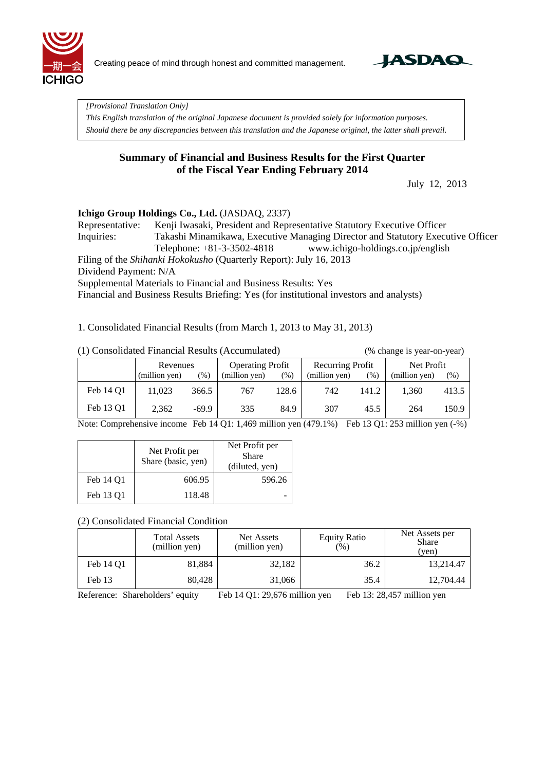Creating peace of mind through honest and committed management.

*[Provisional Translation Only]*
*This English translation of the original Japanese document is provided solely for information purposes.*
*Should there be any discrepancies between this translation and the Japanese original, the latter shall prevail.*

# Summary of Financial and Business Results for the First Quarter of the Fiscal Year Ending February 2014

July 12, 2013

**Ichigo Group Holdings Co., Ltd.** (JASDAQ, 2337)
Representative: Kenji Iwasaki, President and Representative Statutory Executive Officer
Inquiries: Takashi Minamikawa, Executive Managing Director and Statutory Executive Officer
Telephone: +81-3-3502-4818 www.ichigo-holdings.co.jp/english
Filing of the *Shihanki Hokokusho* (Quarterly Report): July 16, 2013
Dividend Payment: N/A
Supplemental Materials to Financial and Business Results: Yes
Financial and Business Results Briefing: Yes (for institutional investors and analysts)

1. Consolidated Financial Results (from March 1, 2013 to May 31, 2013)

(1) Consolidated Financial Results (Accumulated) (% change is year-on-year)

| | Revenues (million yen) | (%) | Operating Profit (million yen) | (%) | Recurring Profit (million yen) | (%) | Net Profit (million yen) | (%) |
|---|---|---|---|---|---|---|---|---|
| Feb 14 Q1 | 11,023 | 366.5 | 767 | 128.6 | 742 | 141.2 | 1,360 | 413.5 |
| Feb 13 Q1 | 2,362 | -69.9 | 335 | 84.9 | 307 | 45.5 | 264 | 150.9 |

Note: Comprehensive income Feb 14 Q1: 1,469 million yen (479.1%) Feb 13 Q1: 253 million yen (-%)

| | Net Profit per Share (basic, yen) | Net Profit per Share (diluted, yen) |
|---|---|---|
| Feb 14 Q1 | 606.95 | 596.26 |
| Feb 13 Q1 | 118.48 | - |

(2) Consolidated Financial Condition

| | Total Assets (million yen) | Net Assets (million yen) | Equity Ratio (%) | Net Assets per Share (yen) |
|---|---|---|---|---|
| Feb 14 Q1 | 81,884 | 32,182 | 36.2 | 13,214.47 |
| Feb 13 | 80,428 | 31,066 | 35.4 | 12,704.44 |

Reference: Shareholders' equity Feb 14 Q1: 29,676 million yen Feb 13: 28,457 million yen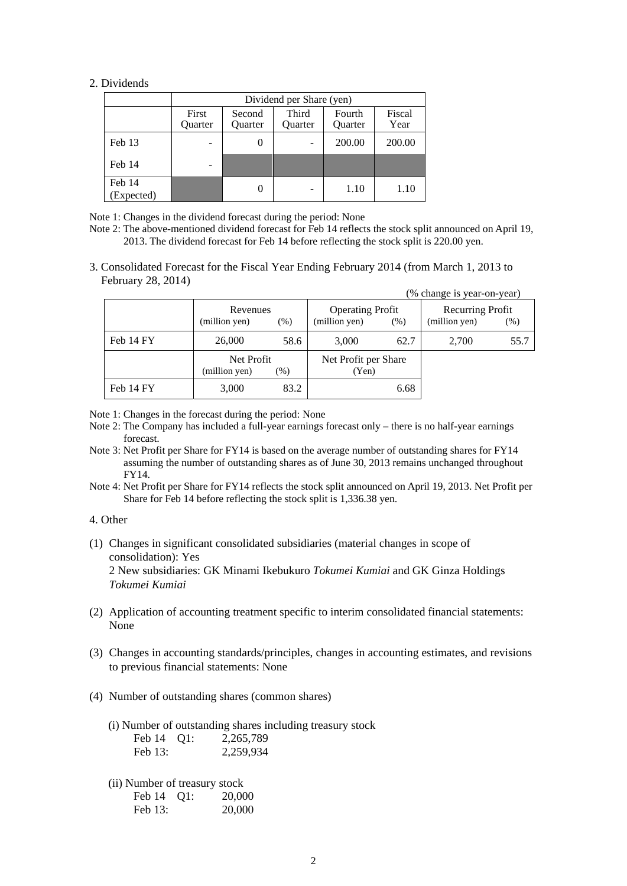## 2. Dividends

| | Dividend per Share (yen) | | | | |
|---|---|---|---|---|---|
| | First Quarter | Second Quarter | Third Quarter | Fourth Quarter | Fiscal Year |
| Feb 13 | - | 0 | - | 200.00 | 200.00 |
| Feb 14 | - | | | | |
| Feb 14 (Expected) | | 0 | - | 1.10 | 1.10 |

Note 1: Changes in the dividend forecast during the period: None

Note 2: The above-mentioned dividend forecast for Feb 14 reflects the stock split announced on April 19, 2013. The dividend forecast for Feb 14 before reflecting the stock split is 220.00 yen.

## 3. Consolidated Forecast for the Fiscal Year Ending February 2014 (from March 1, 2013 to February 28, 2014)

(% change is year-on-year)

| | Revenues (million yen) | (%) | Operating Profit (million yen) | (%) | Recurring Profit (million yen) | (%) |
|---|---|---|---|---|---|---|
| Feb 14 FY | 26,000 | 58.6 | 3,000 | 62.7 | 2,700 | 55.7 |

| | Net Profit (million yen) | (%) | Net Profit per Share (Yen) |
|---|---|---|---|
| Feb 14 FY | 3,000 | 83.2 | 6.68 |

Note 1: Changes in the forecast during the period: None

Note 2: The Company has included a full-year earnings forecast only – there is no half-year earnings forecast.

Note 3: Net Profit per Share for FY14 is based on the average number of outstanding shares for FY14 assuming the number of outstanding shares as of June 30, 2013 remains unchanged throughout FY14.

Note 4: Net Profit per Share for FY14 reflects the stock split announced on April 19, 2013. Net Profit per Share for Feb 14 before reflecting the stock split is 1,336.38 yen.

## 4. Other

(1) Changes in significant consolidated subsidiaries (material changes in scope of consolidation): Yes
2 New subsidiaries: GK Minami Ikebukuro *Tokumei Kumiai* and GK Ginza Holdings *Tokumei Kumiai*

(2) Application of accounting treatment specific to interim consolidated financial statements: None

(3) Changes in accounting standards/principles, changes in accounting estimates, and revisions to previous financial statements: None

(4) Number of outstanding shares (common shares)

(i) Number of outstanding shares including treasury stock

| | |
|---|---|
| Feb 14 Q1: | 2,265,789 |
| Feb 13: | 2,259,934 |

(ii) Number of treasury stock

| | |
|---|---|
| Feb 14 Q1: | 20,000 |
| Feb 13: | 20,000 |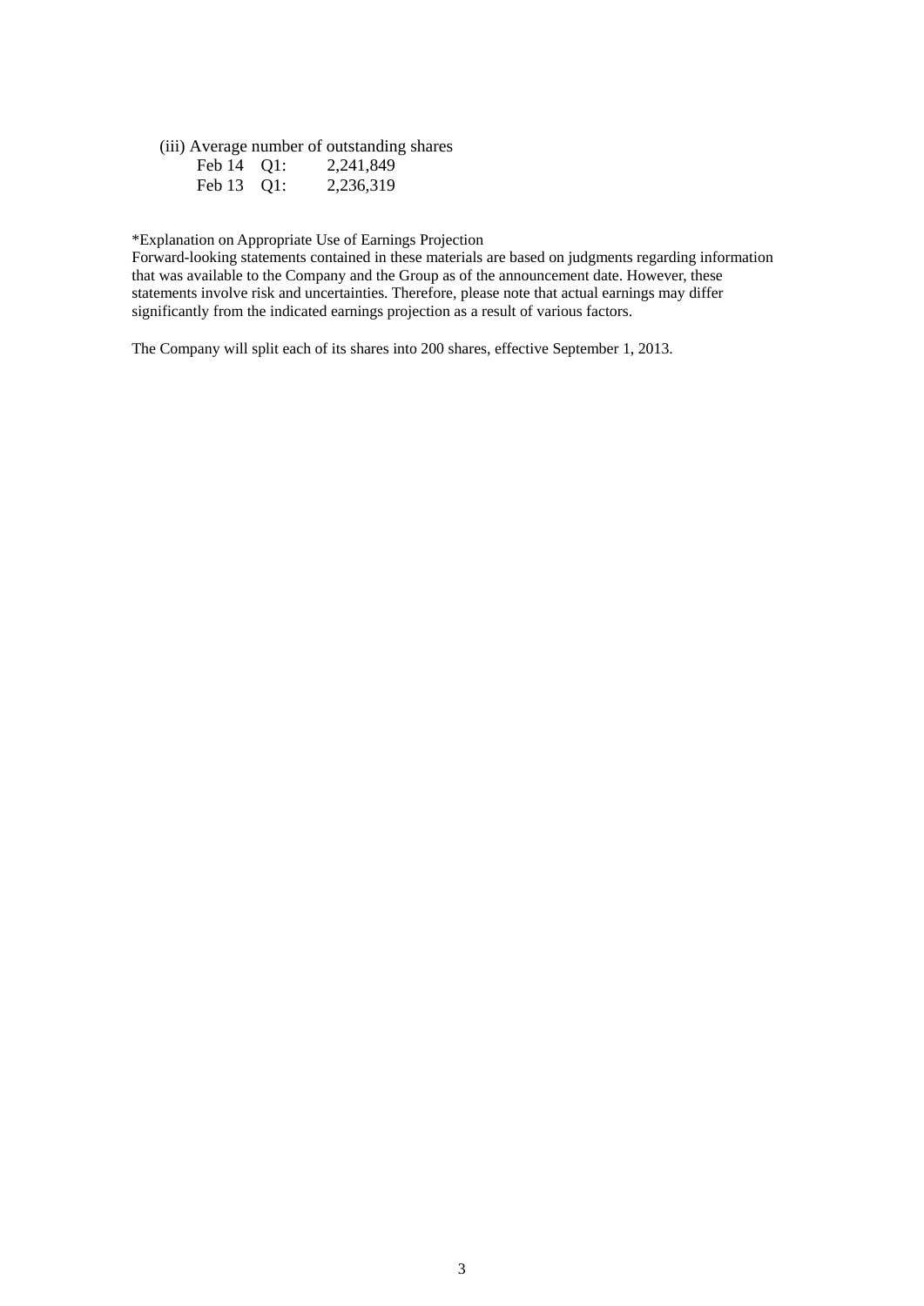(iii) Average number of outstanding shares

| | | |
|---|---|---|
| Feb 14 | Q1: | 2,241,849 |
| Feb 13 | Q1: | 2,236,319 |

*Explanation on Appropriate Use of Earnings Projection
Forward-looking statements contained in these materials are based on judgments regarding information that was available to the Company and the Group as of the announcement date. However, these statements involve risk and uncertainties. Therefore, please note that actual earnings may differ significantly from the indicated earnings projection as a result of various factors.

The Company will split each of its shares into 200 shares, effective September 1, 2013.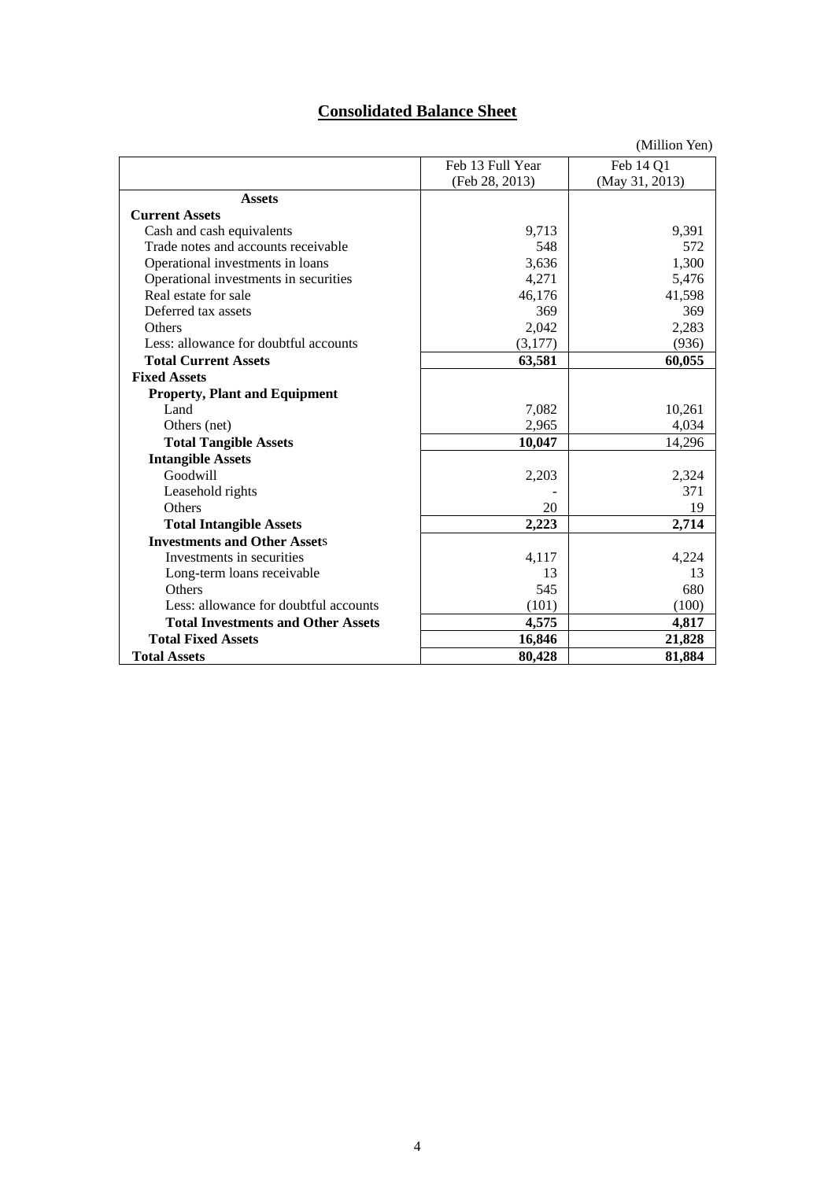# Consolidated Balance Sheet

(Million Yen)

| | Feb 13 Full Year (Feb 28, 2013) | Feb 14 Q1 (May 31, 2013) |
|---|---|---|
| **Assets** | | |
| **Current Assets** | | |
| Cash and cash equivalents | 9,713 | 9,391 |
| Trade notes and accounts receivable | 548 | 572 |
| Operational investments in loans | 3,636 | 1,300 |
| Operational investments in securities | 4,271 | 5,476 |
| Real estate for sale | 46,176 | 41,598 |
| Deferred tax assets | 369 | 369 |
| Others | 2,042 | 2,283 |
| Less: allowance for doubtful accounts | (3,177) | (936) |
| **Total Current Assets** | **63,581** | **60,055** |
| **Fixed Assets** | | |
| **Property, Plant and Equipment** | | |
| Land | 7,082 | 10,261 |
| Others (net) | 2,965 | 4,034 |
| **Total Tangible Assets** | **10,047** | 14,296 |
| **Intangible Assets** | | |
| Goodwill | 2,203 | 2,324 |
| Leasehold rights | - | 371 |
| Others | 20 | 19 |
| **Total Intangible Assets** | **2,223** | **2,714** |
| **Investments and Other Assets** | | |
| Investments in securities | 4,117 | 4,224 |
| Long-term loans receivable | 13 | 13 |
| Others | 545 | 680 |
| Less: allowance for doubtful accounts | (101) | (100) |
| **Total Investments and Other Assets** | **4,575** | **4,817** |
| **Total Fixed Assets** | **16,846** | **21,828** |
| **Total Assets** | **80,428** | **81,884** |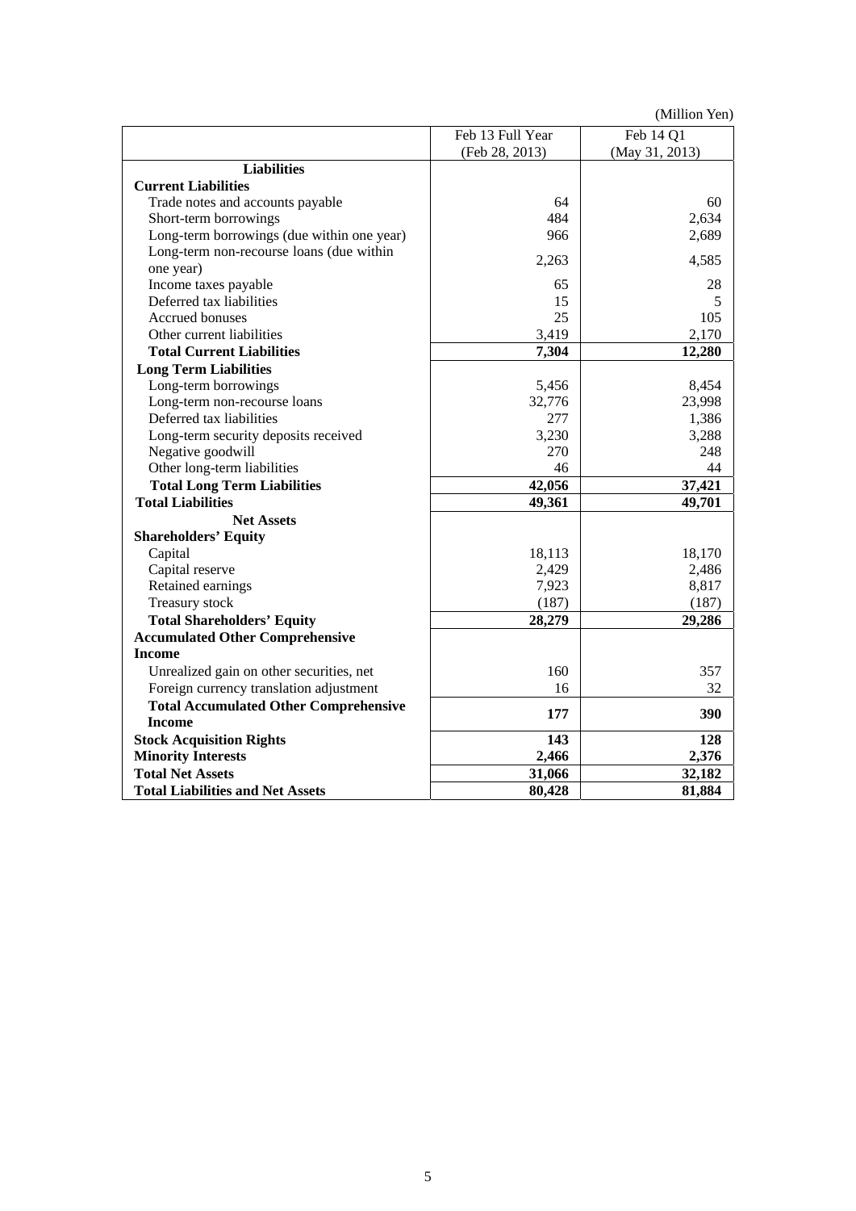(Million Yen)

| | Feb 13 Full Year (Feb 28, 2013) | Feb 14 Q1 (May 31, 2013) |
|---|---|---|
| **Liabilities** | | |
| **Current Liabilities** | | |
| Trade notes and accounts payable | 64 | 60 |
| Short-term borrowings | 484 | 2,634 |
| Long-term borrowings (due within one year) | 966 | 2,689 |
| Long-term non-recourse loans (due within one year) | 2,263 | 4,585 |
| Income taxes payable | 65 | 28 |
| Deferred tax liabilities | 15 | 5 |
| Accrued bonuses | 25 | 105 |
| Other current liabilities | 3,419 | 2,170 |
| **Total Current Liabilities** | **7,304** | **12,280** |
| **Long Term Liabilities** | | |
| Long-term borrowings | 5,456 | 8,454 |
| Long-term non-recourse loans | 32,776 | 23,998 |
| Deferred tax liabilities | 277 | 1,386 |
| Long-term security deposits received | 3,230 | 3,288 |
| Negative goodwill | 270 | 248 |
| Other long-term liabilities | 46 | 44 |
| **Total Long Term Liabilities** | **42,056** | **37,421** |
| **Total Liabilities** | **49,361** | **49,701** |
| **Net Assets** | | |
| **Shareholders' Equity** | | |
| Capital | 18,113 | 18,170 |
| Capital reserve | 2,429 | 2,486 |
| Retained earnings | 7,923 | 8,817 |
| Treasury stock | (187) | (187) |
| **Total Shareholders' Equity** | **28,279** | **29,286** |
| **Accumulated Other Comprehensive Income** | | |
| Unrealized gain on other securities, net | 160 | 357 |
| Foreign currency translation adjustment | 16 | 32 |
| **Total Accumulated Other Comprehensive Income** | **177** | **390** |
| **Stock Acquisition Rights** | **143** | **128** |
| **Minority Interests** | **2,466** | **2,376** |
| **Total Net Assets** | **31,066** | **32,182** |
| **Total Liabilities and Net Assets** | **80,428** | **81,884** |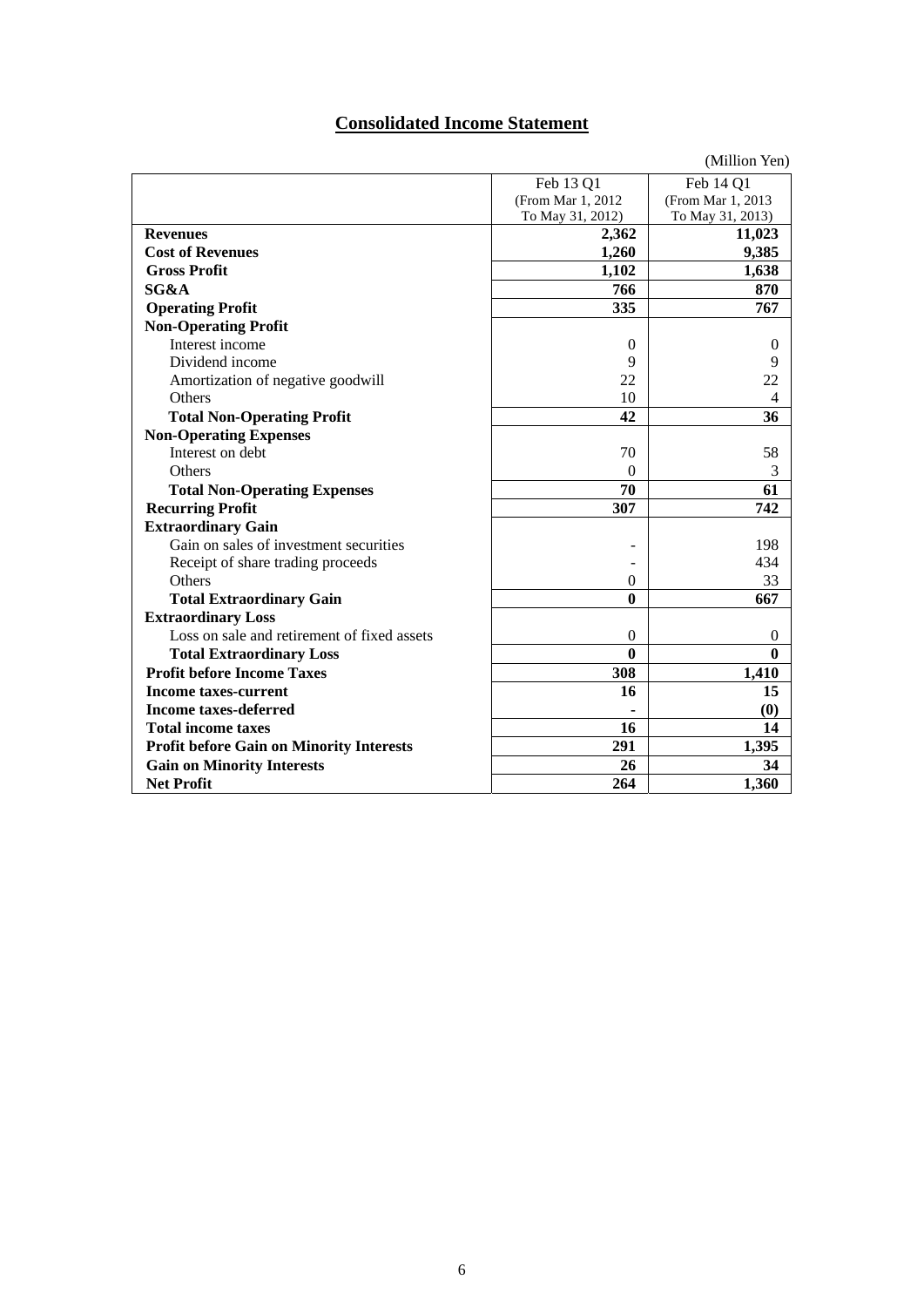## Consolidated Income Statement

(Million Yen)

| | Feb 13 Q1 (From Mar 1, 2012 To May 31, 2012) | Feb 14 Q1 (From Mar 1, 2013 To May 31, 2013) |
|---|---|---|
| **Revenues** | **2,362** | **11,023** |
| **Cost of Revenues** | **1,260** | **9,385** |
| **Gross Profit** | **1,102** | **1,638** |
| **SG&A** | **766** | **870** |
| **Operating Profit** | **335** | **767** |
| **Non-Operating Profit** | | |
| Interest income | 0 | 0 |
| Dividend income | 9 | 9 |
| Amortization of negative goodwill | 22 | 22 |
| Others | 10 | 4 |
| **Total Non-Operating Profit** | **42** | **36** |
| **Non-Operating Expenses** | | |
| Interest on debt | 70 | 58 |
| Others | 0 | 3 |
| **Total Non-Operating Expenses** | **70** | **61** |
| **Recurring Profit** | **307** | **742** |
| **Extraordinary Gain** | | |
| Gain on sales of investment securities | - | 198 |
| Receipt of share trading proceeds | - | 434 |
| Others | 0 | 33 |
| **Total Extraordinary Gain** | **0** | **667** |
| **Extraordinary Loss** | | |
| Loss on sale and retirement of fixed assets | 0 | 0 |
| **Total Extraordinary Loss** | **0** | **0** |
| **Profit before Income Taxes** | **308** | **1,410** |
| **Income taxes-current** | **16** | **15** |
| **Income taxes-deferred** | **-** | **(0)** |
| **Total income taxes** | **16** | **14** |
| **Profit before Gain on Minority Interests** | **291** | **1,395** |
| **Gain on Minority Interests** | **26** | **34** |
| **Net Profit** | **264** | **1,360** |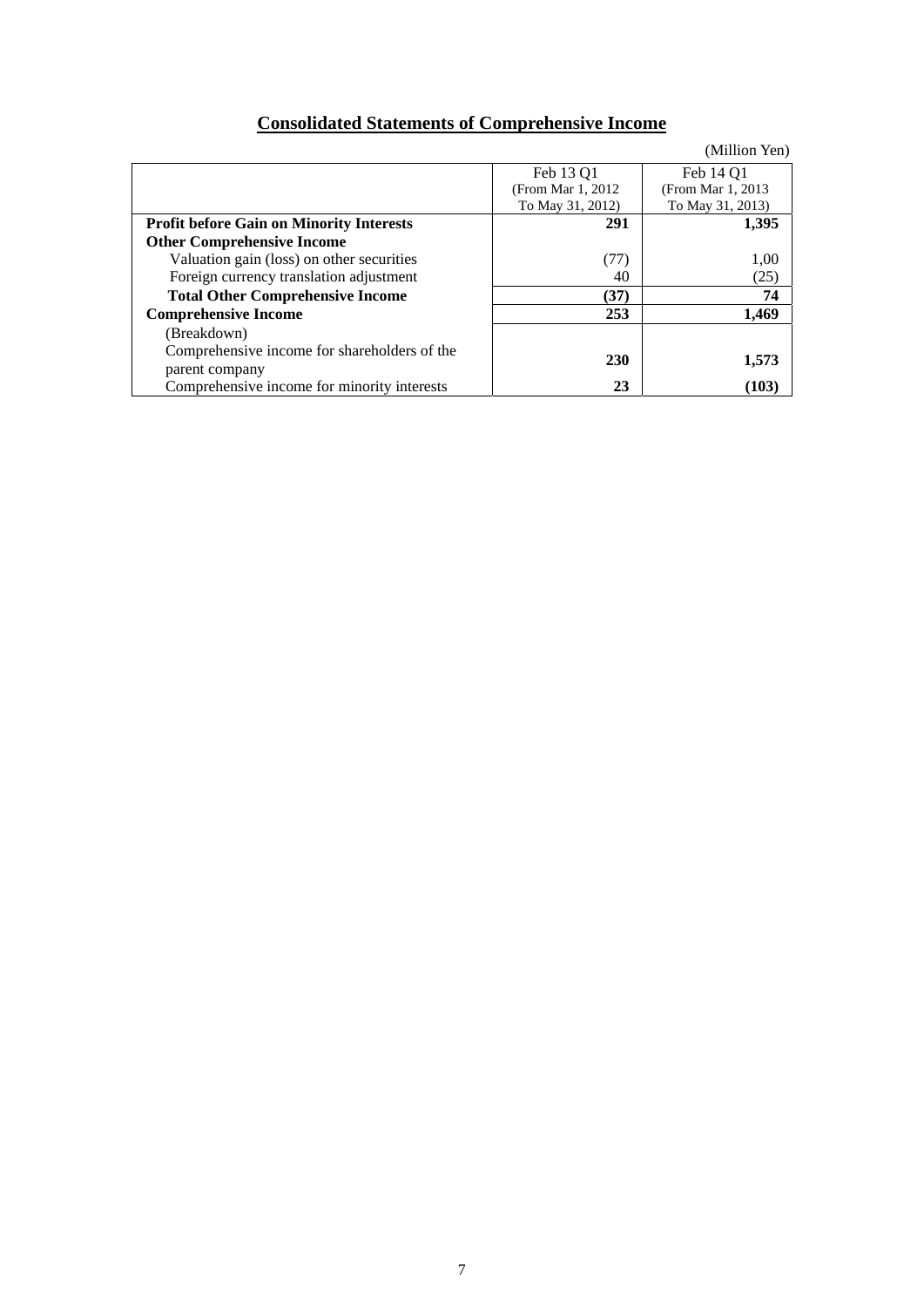# Consolidated Statements of Comprehensive Income

(Million Yen)

| | Feb 13 Q1 (From Mar 1, 2012 To May 31, 2012) | Feb 14 Q1 (From Mar 1, 2013 To May 31, 2013) |
|---|---|---|
| **Profit before Gain on Minority Interests** | **291** | **1,395** |
| **Other Comprehensive Income** | | |
| Valuation gain (loss) on other securities | (77) | 1,00 |
| Foreign currency translation adjustment | 40 | (25) |
| **Total Other Comprehensive Income** | **(37)** | **74** |
| **Comprehensive Income** | **253** | **1,469** |
| (Breakdown) | | |
| Comprehensive income for shareholders of the parent company | **230** | **1,573** |
| Comprehensive income for minority interests | **23** | **(103)** |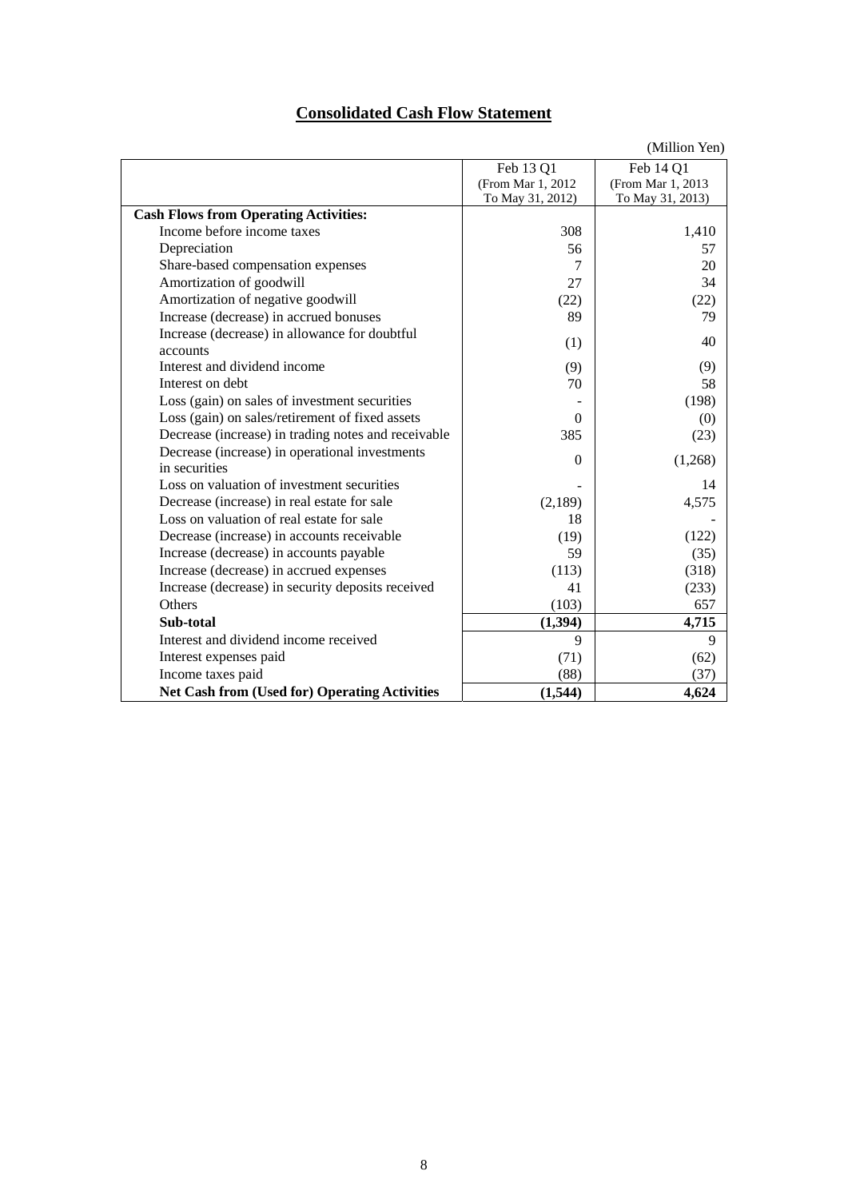## Consolidated Cash Flow Statement

(Million Yen)

| | Feb 13 Q1 (From Mar 1, 2012 To May 31, 2012) | Feb 14 Q1 (From Mar 1, 2013 To May 31, 2013) |
|---|---|---|
| **Cash Flows from Operating Activities:** | | |
| Income before income taxes | 308 | 1,410 |
| Depreciation | 56 | 57 |
| Share-based compensation expenses | 7 | 20 |
| Amortization of goodwill | 27 | 34 |
| Amortization of negative goodwill | (22) | (22) |
| Increase (decrease) in accrued bonuses | 89 | 79 |
| Increase (decrease) in allowance for doubtful accounts | (1) | 40 |
| Interest and dividend income | (9) | (9) |
| Interest on debt | 70 | 58 |
| Loss (gain) on sales of investment securities | - | (198) |
| Loss (gain) on sales/retirement of fixed assets | 0 | (0) |
| Decrease (increase) in trading notes and receivable | 385 | (23) |
| Decrease (increase) in operational investments in securities | 0 | (1,268) |
| Loss on valuation of investment securities | - | 14 |
| Decrease (increase) in real estate for sale | (2,189) | 4,575 |
| Loss on valuation of real estate for sale | 18 | - |
| Decrease (increase) in accounts receivable | (19) | (122) |
| Increase (decrease) in accounts payable | 59 | (35) |
| Increase (decrease) in accrued expenses | (113) | (318) |
| Increase (decrease) in security deposits received | 41 | (233) |
| Others | (103) | 657 |
| **Sub-total** | **(1,394)** | **4,715** |
| Interest and dividend income received | 9 | 9 |
| Interest expenses paid | (71) | (62) |
| Income taxes paid | (88) | (37) |
| **Net Cash from (Used for) Operating Activities** | **(1,544)** | **4,624** |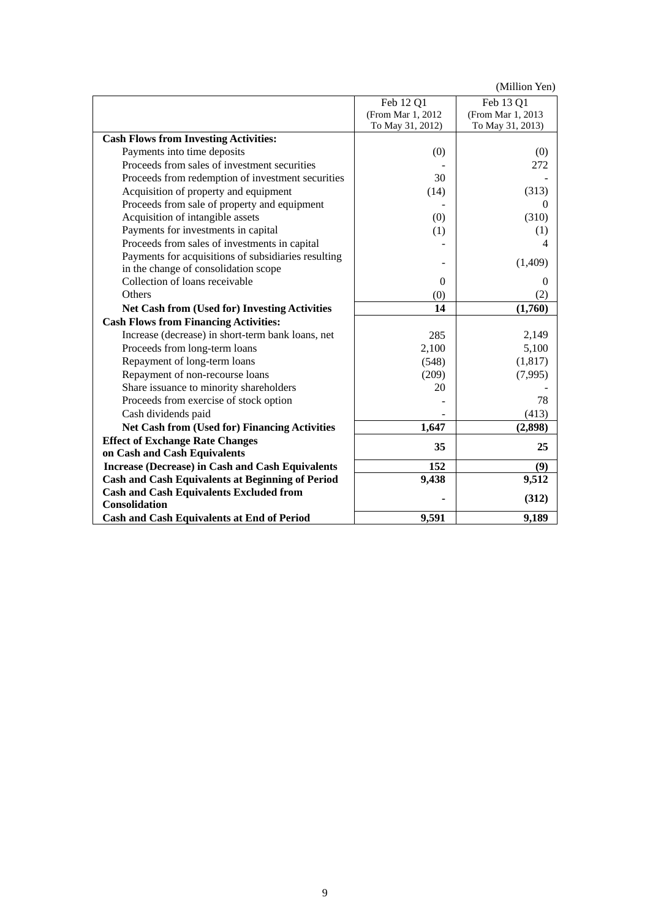(Million Yen)

| | Feb 12 Q1 (From Mar 1, 2012 To May 31, 2012) | Feb 13 Q1 (From Mar 1, 2013 To May 31, 2013) |
|---|---|---|
| **Cash Flows from Investing Activities:** | | |
| Payments into time deposits | (0) | (0) |
| Proceeds from sales of investment securities | - | 272 |
| Proceeds from redemption of investment securities | 30 | - |
| Acquisition of property and equipment | (14) | (313) |
| Proceeds from sale of property and equipment | - | 0 |
| Acquisition of intangible assets | (0) | (310) |
| Payments for investments in capital | (1) | (1) |
| Proceeds from sales of investments in capital | - | 4 |
| Payments for acquisitions of subsidiaries resulting in the change of consolidation scope | - | (1,409) |
| Collection of loans receivable | 0 | 0 |
| Others | (0) | (2) |
| **Net Cash from (Used for) Investing Activities** | **14** | **(1,760)** |
| **Cash Flows from Financing Activities:** | | |
| Increase (decrease) in short-term bank loans, net | 285 | 2,149 |
| Proceeds from long-term loans | 2,100 | 5,100 |
| Repayment of long-term loans | (548) | (1,817) |
| Repayment of non-recourse loans | (209) | (7,995) |
| Share issuance to minority shareholders | 20 | - |
| Proceeds from exercise of stock option | - | 78 |
| Cash dividends paid | - | (413) |
| **Net Cash from (Used for) Financing Activities** | **1,647** | **(2,898)** |
| **Effect of Exchange Rate Changes on Cash and Cash Equivalents** | **35** | **25** |
| **Increase (Decrease) in Cash and Cash Equivalents** | **152** | **(9)** |
| **Cash and Cash Equivalents at Beginning of Period** | **9,438** | **9,512** |
| **Cash and Cash Equivalents Excluded from Consolidation** | **-** | **(312)** |
| **Cash and Cash Equivalents at End of Period** | **9,591** | **9,189** |